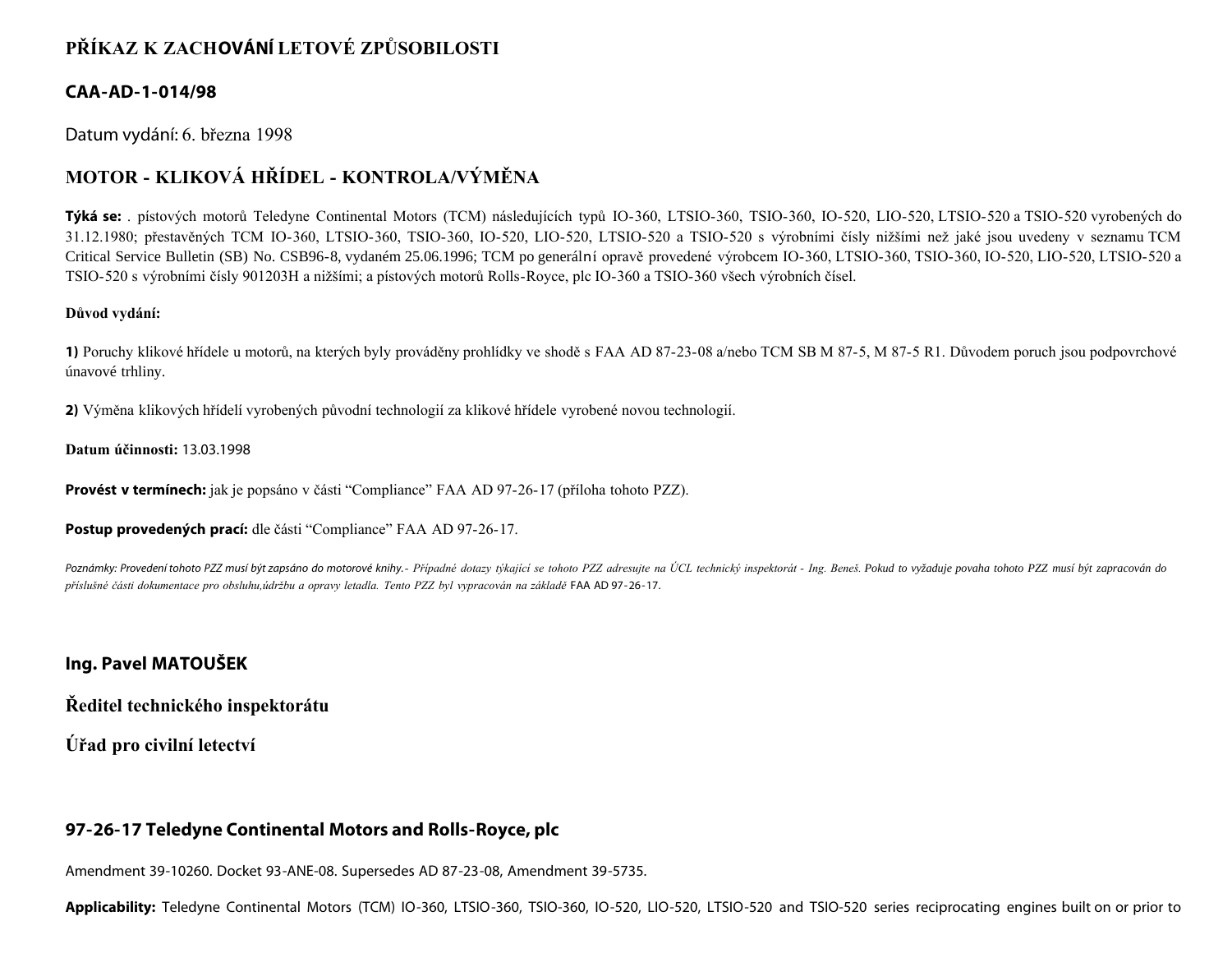# PŘÍKAZ K ZACHOVÁNÍ LETOVÉ ZPŮSOBILOSTI

## CAA-AD-1-014/98

Datum vydání: 6. března 1998

## MOTOR - KLIKOVÁ HŘÍDEL - KONTROLA/VÝMĚNA

**Týká se:** . pístových motorů Teledyne Continental Motors (TCM) následujících typů IO-360, LTSIO-360, TSIO-360, IO-520, LIO-520, LTSIO-520 a TSIO-520 vyrobených do 31.12.1980; přestavěných TCM IO-360, LTSIO-360, TSIO-360, IO-520, LIO-520, LTSIO-520 a TSIO-520 s výrobními čísly nižšími než jaké jsou uvedeny v seznamu TCM Critical Service Bulletin (SB) No. CSB96-8, vydaném 25.06.1996; TCM po generální opravě provedené výrobcem IO-360, LTSIO-360, TSIO-360, IO-520, LIO-520, LTSIO-520 a TSIO-520 s výrobními čísly 901203H a nižšími; a pístových motorů Rolls-Royce, plc IO-360 a TSIO-360 všech výrobních čísel.

**Důvod vydání:**

**1)** Poruchy klikové hřídele u motorů, na kterých byly prováděny prohlídky ve shodě s FAA AD 87-23-08 a/nebo TCM SB M 87-5, M 87-5 R1. Důvodem poruch jsou podpovrchové únavové trhliny.

**2)** Výměna klikových hřídelí vyrobených původní technologií za klikové hřídele vyrobené novou technologií.

**Datum účinnosti:** 13.03.1998

**Provést v termínech:** jak je popsáno v části “Compliance” FAA AD 97-26-17 (příloha tohoto PZZ).

**Postup provedených prací:** dle části “Compliance” FAA AD 97-26-17.

*Poznámky: Provedení tohoto PZZ musí být zapsáno do motorové knihy.- Případné dotazy týkající se tohoto PZZ adresujte na ÚCL technický inspektorát - Ing. Beneš. Pokud to vyžaduje povaha tohoto PZZ musí být zapracován do příslušné části dokumentace pro obsluhu,údržbu a opravy letadla. Tento PZZ byl vypracován na základě* FAA AD 97-26-17.

**Ing. Pavel MATOUŠEK**

**Ředitel technického inspektorátu**

**Úřad pro civilní letectví**

## 97-26-17 Teledyne Continental Motors and Rolls-Royce, plc

Amendment 39-10260. Docket 93-ANE-08. Supersedes AD 87-23-08, Amendment 39-5735.

**Applicability:** Teledyne Continental Motors (TCM) IO-360, LTSIO-360, TSIO-360, IO-520, LIO-520, LTSIO-520 and TSIO-520 series reciprocating engines built on or prior to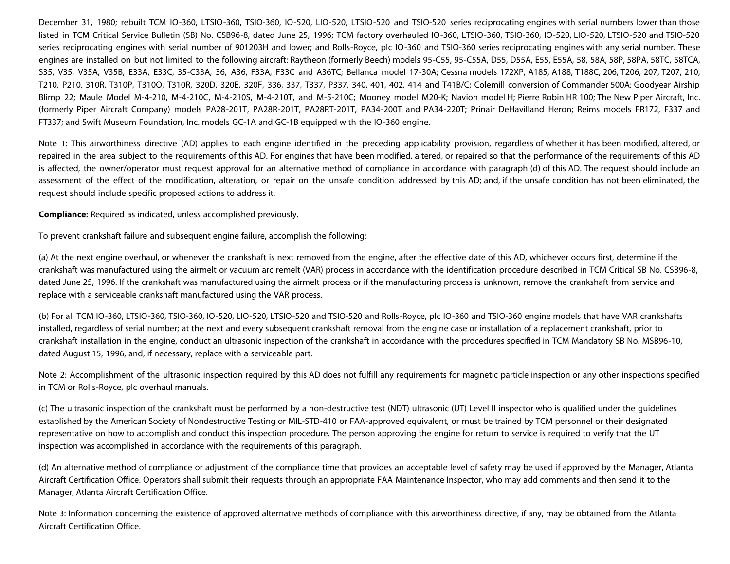December 31, 1980; rebuilt TCM IO-360, LTSIO-360, TSIO-360, IO-520, LIO-520, LTSIO-520 and TSIO-520 series reciprocating engines with serial numbers lower than those listed in TCM Critical Service Bulletin (SB) No. CSB96-8, dated June 25, 1996; TCM factory overhauled IO-360, LTSIO-360, TSIO-360, IO-520, LIO-520, LTSIO-520 and TSIO-520 series reciprocating engines with serial number of 901203H and lower; and Rolls-Royce, plc IO-360 and TSIO-360 series reciprocating engines with any serial number. These engines are installed on but not limited to the following aircraft: Raytheon (formerly Beech) models 95-C55, 95-C55A, D55, D55A, E55, E55A, 58, 58A, 58P, 58PA, 58TC, 58TCA, S35, V35, V35A, V35B, E33A, E33C, 35-C33A, 36, A36, F33A, F33C and A36TC; Bellanca model 17-30A; Cessna models 172XP, A185, A188, T188C, 206, T206, 207, T207, 210, T210, P210, 310R, T310P, T310Q, T310R, 320D, 320E, 320F, 336, 337, T337, P337, 340, 401, 402, 414 and T41B/C; Colemill conversion of Commander 500A; Goodyear Airship Blimp 22; Maule Model M-4-210, M-4-210C, M-4-210S, M-4-210T, and M-5-210C; Mooney model M20-K; Navion model H; Pierre Robin HR 100; The New Piper Aircraft, Inc. (formerly Piper Aircraft Company) models PA28-201T, PA28R-201T, PA28RT-201T, PA34-200T and PA34-220T; Prinair DeHavilland Heron; Reims models FR172, F337 and FT337; and Swift Museum Foundation, Inc. models GC-1A and GC-1B equipped with the IO-360 engine.

Note 1: This airworthiness directive (AD) applies to each engine identified in the preceding applicability provision, regardless of whether it has been modified, altered, or repaired in the area subject to the requirements of this AD. For engines that have been modified, altered, or repaired so that the performance of the requirements of this AD is affected, the owner/operator must request approval for an alternative method of compliance in accordance with paragraph (d) of this AD. The request should include an assessment of the effect of the modification, alteration, or repair on the unsafe condition addressed by this AD; and, if the unsafe condition has not been eliminated, the request should include specific proposed actions to address it.

**Compliance:** Required as indicated, unless accomplished previously.

To prevent crankshaft failure and subsequent engine failure, accomplish the following:

(a) At the next engine overhaul, or whenever the crankshaft is next removed from the engine, after the effective date of this AD, whichever occurs first, determine if the crankshaft was manufactured using the airmelt or vacuum arc remelt (VAR) process in accordance with the identification procedure described in TCM Critical SB No. CSB96-8, dated June 25, 1996. If the crankshaft was manufactured using the airmelt process or if the manufacturing process is unknown, remove the crankshaft from service and replace with a serviceable crankshaft manufactured using the VAR process.

(b) For all TCM IO-360, LTSIO-360, TSIO-360, IO-520, LIO-520, LTSIO-520 and TSIO-520 and Rolls-Royce, plc IO-360 and TSIO-360 engine models that have VAR crankshafts installed, regardless of serial number; at the next and every subsequent crankshaft removal from the engine case or installation of a replacement crankshaft, prior to crankshaft installation in the engine, conduct an ultrasonic inspection of the crankshaft in accordance with the procedures specified in TCM Mandatory SB No. MSB96-10, dated August 15, 1996, and, if necessary, replace with a serviceable part.

Note 2: Accomplishment of the ultrasonic inspection required by this AD does not fulfill any requirements for magnetic particle inspection or any other inspections specified in TCM or Rolls-Royce, plc overhaul manuals.

(c) The ultrasonic inspection of the crankshaft must be performed by a non-destructive test (NDT) ultrasonic (UT) Level II inspector who is qualified under the guidelines established by the American Society of Nondestructive Testing or MIL-STD-410 or FAA-approved equivalent, or must be trained by TCM personnel or their designated representative on how to accomplish and conduct this inspection procedure. The person approving the engine for return to service is required to verify that the UT inspection was accomplished in accordance with the requirements of this paragraph.

(d) An alternative method of compliance or adjustment of the compliance time that provides an acceptable level of safety may be used if approved by the Manager, Atlanta Aircraft Certification Office. Operators shall submit their requests through an appropriate FAA Maintenance Inspector, who may add comments and then send it to the Manager, Atlanta Aircraft Certification Office.

Note 3: Information concerning the existence of approved alternative methods of compliance with this airworthiness directive, if any, may be obtained from the Atlanta Aircraft Certification Office.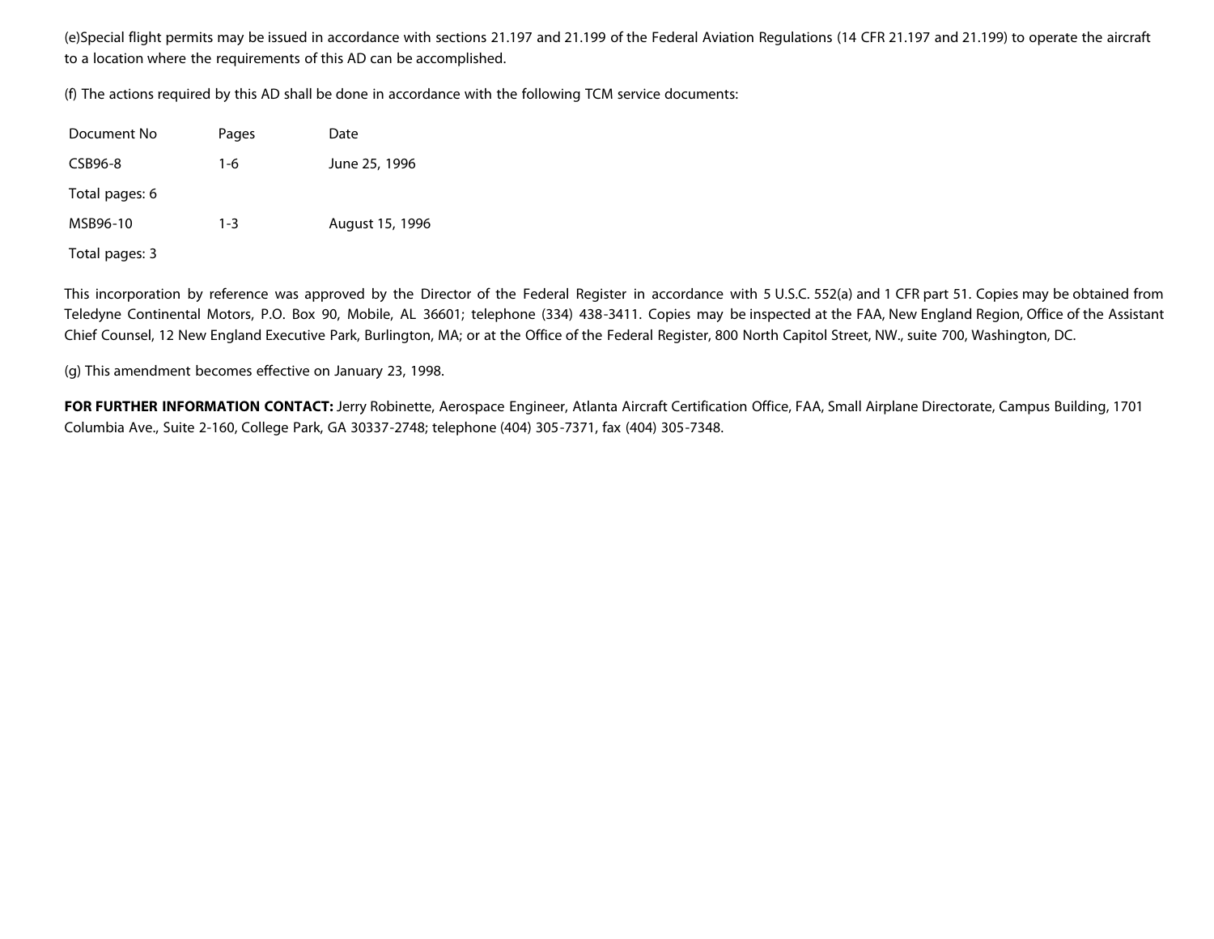(e)Special flight permits may be issued in accordance with sections 21.197 and 21.199 of the Federal Aviation Regulations (14 CFR 21.197 and 21.199) to operate the aircraft to a location where the requirements of this AD can be accomplished.

(f) The actions required by this AD shall be done in accordance with the following TCM service documents:

| Document No | Pages | Date |
|---|---|---|
| CSB96-8 | 1-6 | June 25, 1996 |
| Total pages: 6 | | |
| MSB96-10 | 1-3 | August 15, 1996 |
| Total pages: 3 | | |

This incorporation by reference was approved by the Director of the Federal Register in accordance with 5 U.S.C. 552(a) and 1 CFR part 51. Copies may be obtained from Teledyne Continental Motors, P.O. Box 90, Mobile, AL 36601; telephone (334) 438-3411. Copies may be inspected at the FAA, New England Region, Office of the Assistant Chief Counsel, 12 New England Executive Park, Burlington, MA; or at the Office of the Federal Register, 800 North Capitol Street, NW., suite 700, Washington, DC.

(g) This amendment becomes effective on January 23, 1998.

**FOR FURTHER INFORMATION CONTACT:** Jerry Robinette, Aerospace Engineer, Atlanta Aircraft Certification Office, FAA, Small Airplane Directorate, Campus Building, 1701 Columbia Ave., Suite 2-160, College Park, GA 30337-2748; telephone (404) 305-7371, fax (404) 305-7348.